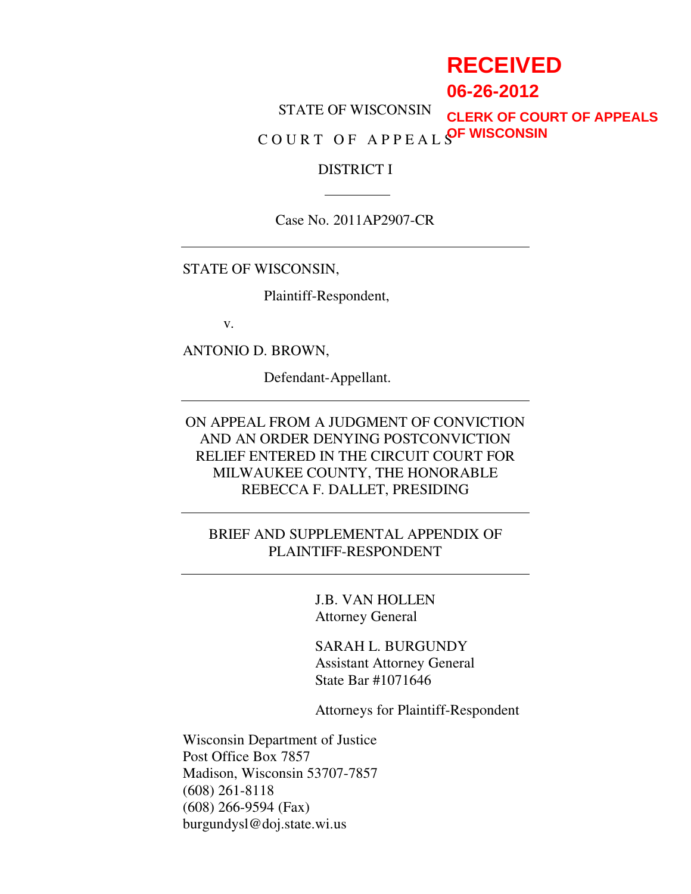RECEIVED

06-26-2012

CLERK OF COURT OF APPEALS OF WISCONSIN

STATE OF WISCONSIN

COURT OF APPEALS

DISTRICT I

---

Case No. 2011AP2907-CR

---

STATE OF WISCONSIN,

Plaintiff-Respondent,

v.

ANTONIO D. BROWN,

Defendant-Appellant.

---

ON APPEAL FROM A JUDGMENT OF CONVICTION AND AN ORDER DENYING POSTCONVICTION RELIEF ENTERED IN THE CIRCUIT COURT FOR MILWAUKEE COUNTY, THE HONORABLE REBECCA F. DALLET, PRESIDING

---

BRIEF AND SUPPLEMENTAL APPENDIX OF PLAINTIFF-RESPONDENT

---

J.B. VAN HOLLEN
Attorney General

SARAH L. BURGUNDY
Assistant Attorney General
State Bar #1071646

Attorneys for Plaintiff-Respondent

Wisconsin Department of Justice
Post Office Box 7857
Madison, Wisconsin 53707-7857
(608) 261-8118
(608) 266-9594 (Fax)
burgundysl@doj.state.wi.us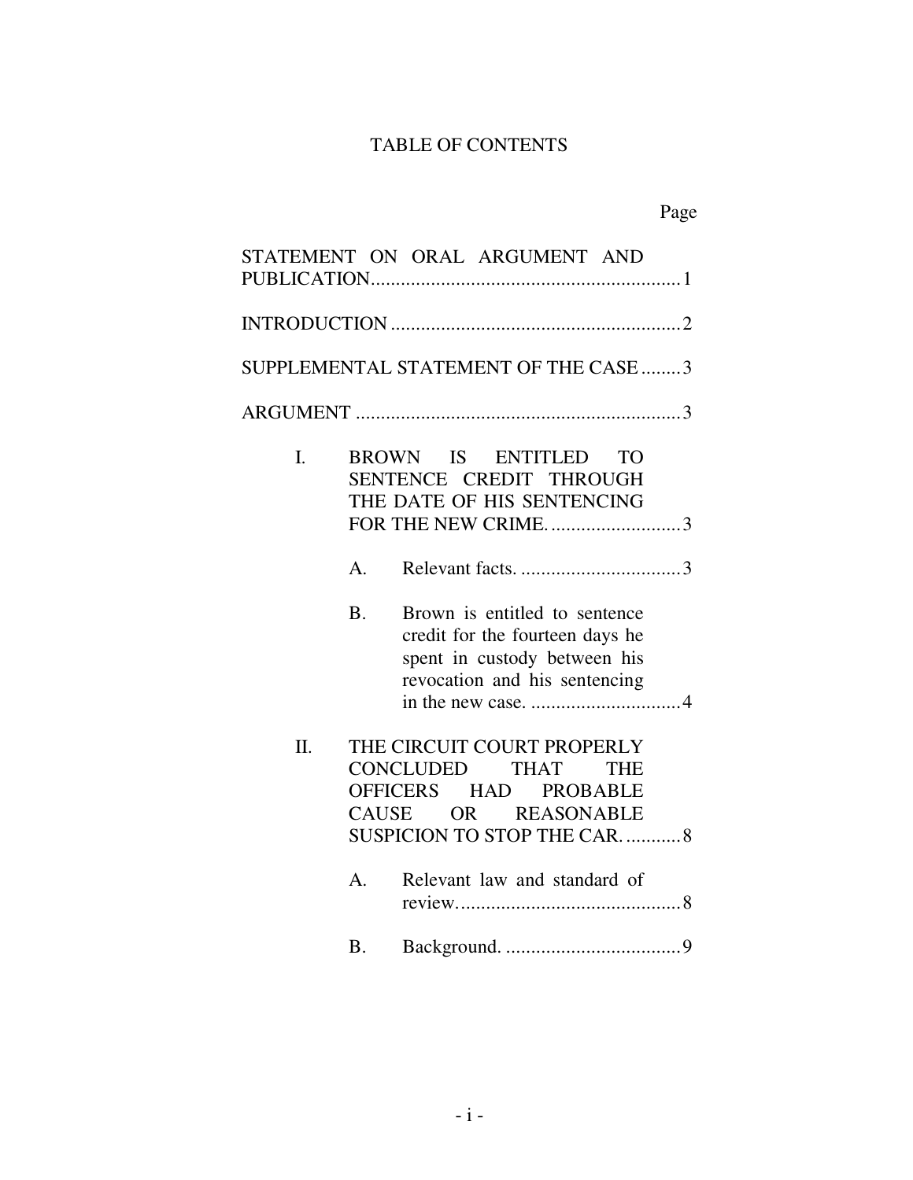# TABLE OF CONTENTS

| | Page |
|---|---|
| STATEMENT ON ORAL ARGUMENT AND PUBLICATION | 1 |
| INTRODUCTION | 2 |
| SUPPLEMENTAL STATEMENT OF THE CASE | 3 |
| ARGUMENT | 3 |
| I. BROWN IS ENTITLED TO SENTENCE CREDIT THROUGH THE DATE OF HIS SENTENCING FOR THE NEW CRIME. | 3 |
| A. Relevant facts. | 3 |
| B. Brown is entitled to sentence credit for the fourteen days he spent in custody between his revocation and his sentencing in the new case. | 4 |
| II. THE CIRCUIT COURT PROPERLY CONCLUDED THAT THE OFFICERS HAD PROBABLE CAUSE OR REASONABLE SUSPICION TO STOP THE CAR. | 8 |
| A. Relevant law and standard of review. | 8 |
| B. Background. | 9 |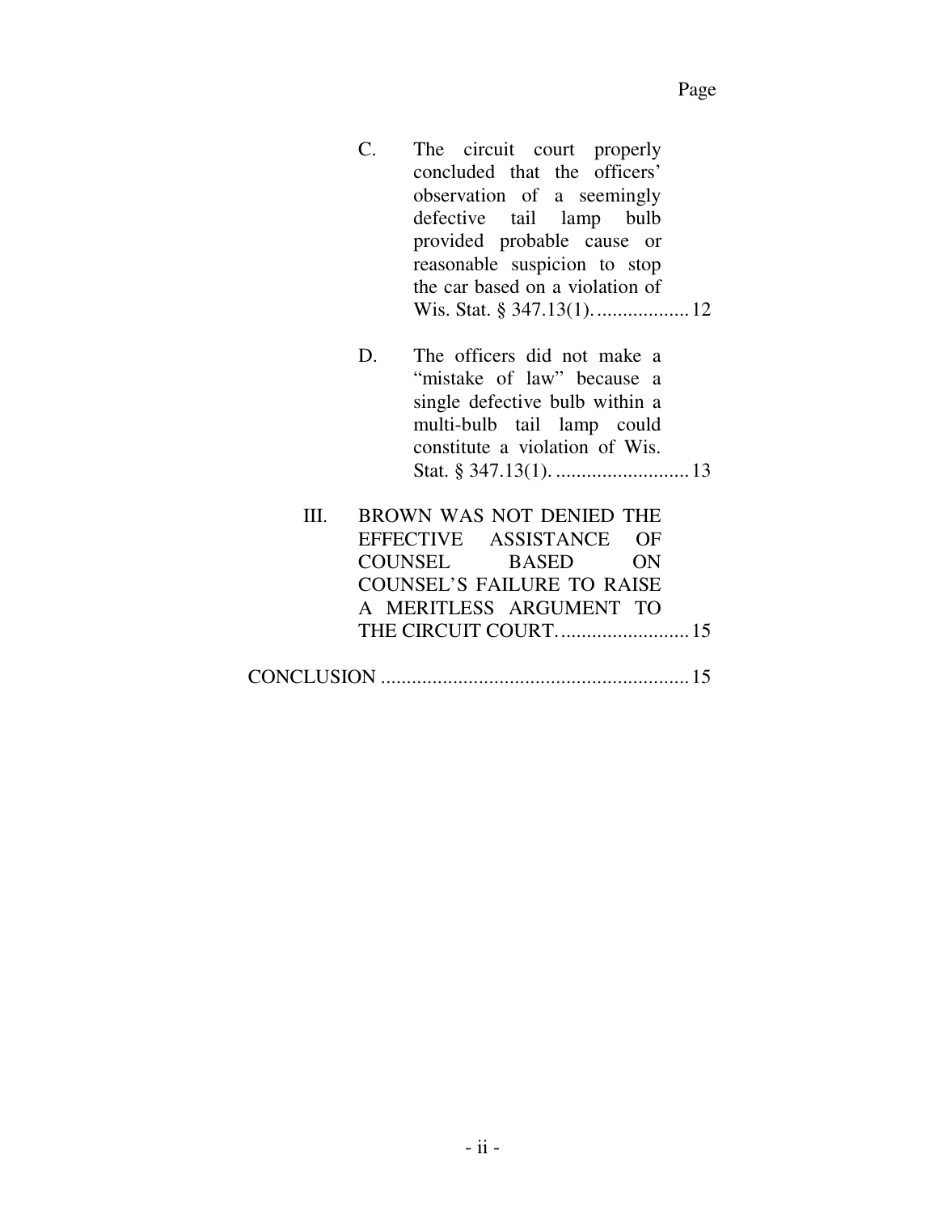Page

C. The circuit court properly concluded that the officers' observation of a seemingly defective tail lamp bulb provided probable cause or reasonable suspicion to stop the car based on a violation of Wis. Stat. § 347.13(1). .................. 12

D. The officers did not make a "mistake of law" because a single defective bulb within a multi-bulb tail lamp could constitute a violation of Wis. Stat. § 347.13(1). .......................... 13

III. BROWN WAS NOT DENIED THE EFFECTIVE ASSISTANCE OF COUNSEL BASED ON COUNSEL'S FAILURE TO RAISE A MERITLESS ARGUMENT TO THE CIRCUIT COURT. ......................... 15

CONCLUSION ............................................................ 15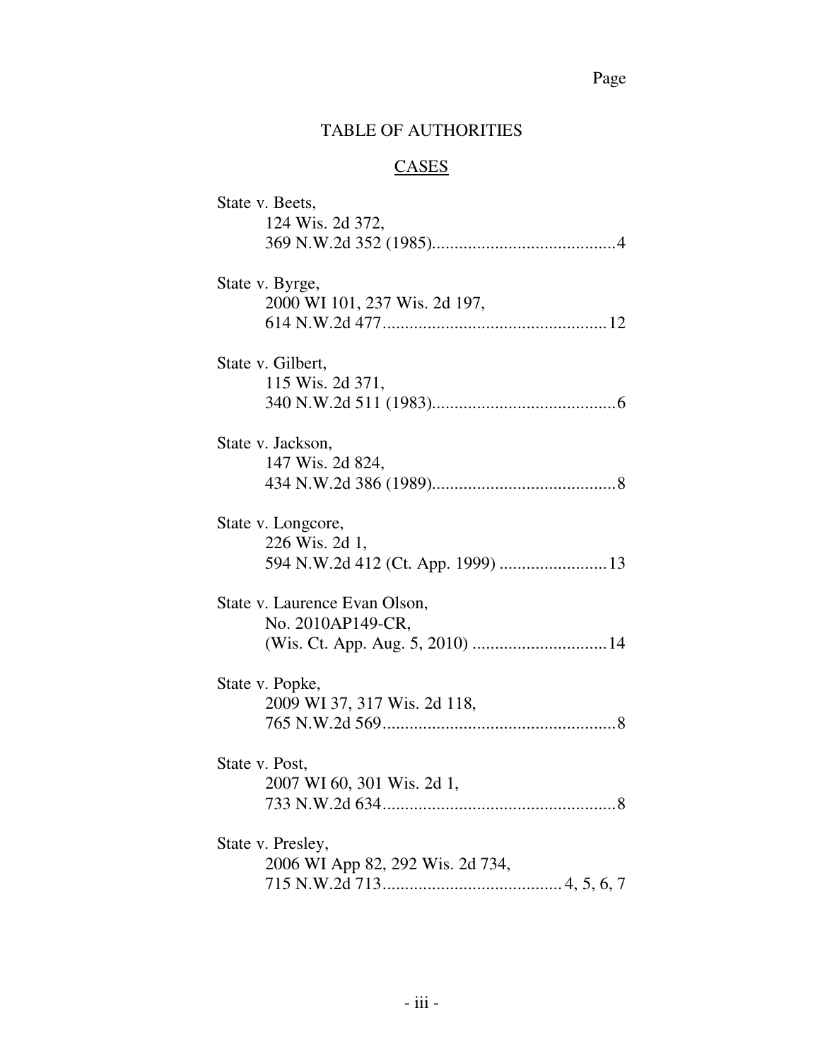Page

# TABLE OF AUTHORITIES

## CASES

State v. Beets,
124 Wis. 2d 372,
369 N.W.2d 352 (1985)......................................... 4

State v. Byrge,
2000 WI 101, 237 Wis. 2d 197,
614 N.W.2d 477.................................................. 12

State v. Gilbert,
115 Wis. 2d 371,
340 N.W.2d 511 (1983)......................................... 6

State v. Jackson,
147 Wis. 2d 824,
434 N.W.2d 386 (1989)......................................... 8

State v. Longcore,
226 Wis. 2d 1,
594 N.W.2d 412 (Ct. App. 1999) ........................ 13

State v. Laurence Evan Olson,
No. 2010AP149-CR,
(Wis. Ct. App. Aug. 5, 2010) .............................. 14

State v. Popke,
2009 WI 37, 317 Wis. 2d 118,
765 N.W.2d 569.................................................... 8

State v. Post,
2007 WI 60, 301 Wis. 2d 1,
733 N.W.2d 634.................................................... 8

State v. Presley,
2006 WI App 82, 292 Wis. 2d 734,
715 N.W.2d 713........................................ 4, 5, 6, 7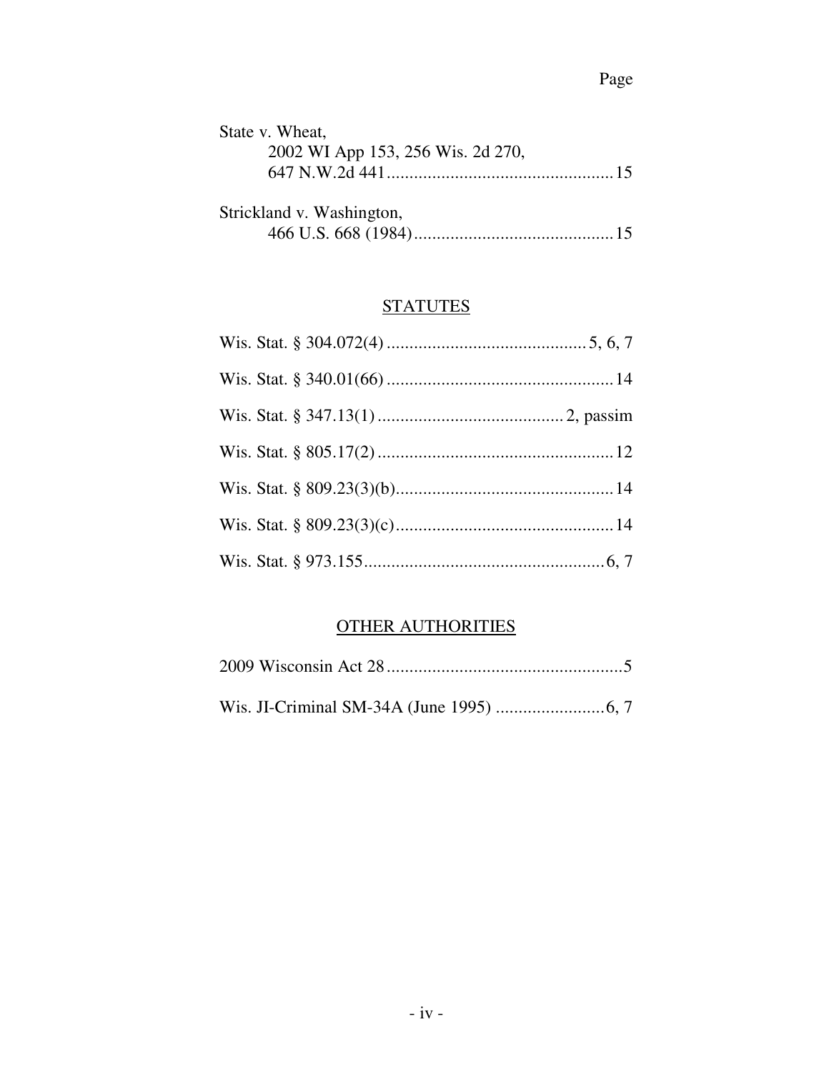Page

State v. Wheat,
2002 WI App 153, 256 Wis. 2d 270,
647 N.W.2d 441 .................................................. 15

Strickland v. Washington,
466 U.S. 668 (1984) ............................................ 15

## STATUTES

Wis. Stat. § 304.072(4) ............................................ 5, 6, 7

Wis. Stat. § 340.01(66) .................................................. 14

Wis. Stat. § 347.13(1) ......................................... 2, passim

Wis. Stat. § 805.17(2) .................................................... 12

Wis. Stat. § 809.23(3)(b) ................................................ 14

Wis. Stat. § 809.23(3)(c) ................................................ 14

Wis. Stat. § 973.155 ..................................................... 6, 7

## OTHER AUTHORITIES

2009 Wisconsin Act 28 .................................................... 5

Wis. JI-Criminal SM-34A (June 1995) ........................ 6, 7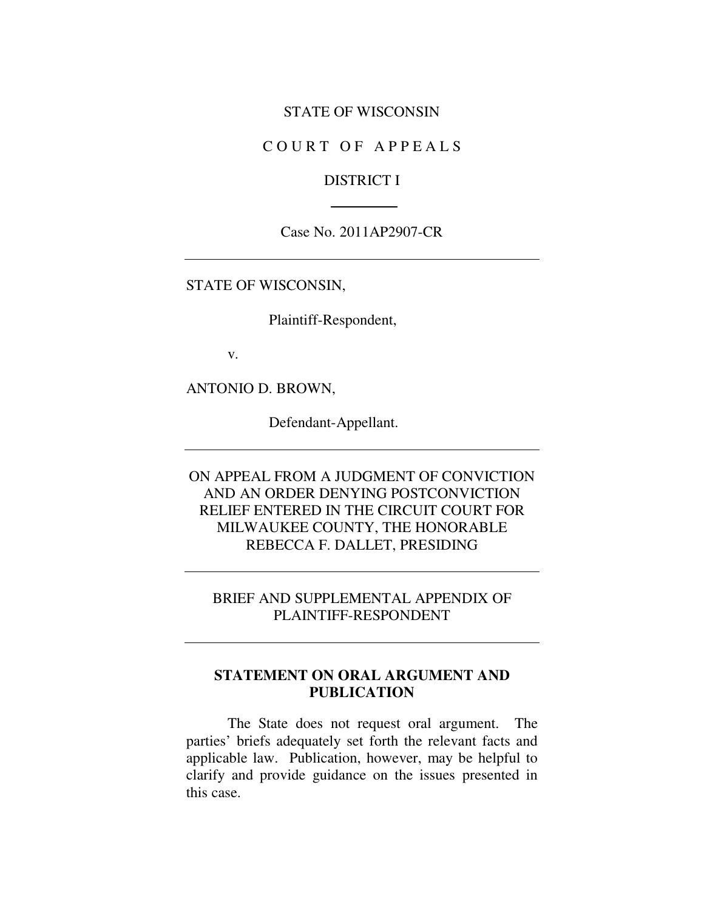STATE OF WISCONSIN

C O U R T O F A P P E A L S

DISTRICT I

---

Case No. 2011AP2907-CR

---

STATE OF WISCONSIN,

Plaintiff-Respondent,

v.

ANTONIO D. BROWN,

Defendant-Appellant.

---

ON APPEAL FROM A JUDGMENT OF CONVICTION AND AN ORDER DENYING POSTCONVICTION RELIEF ENTERED IN THE CIRCUIT COURT FOR MILWAUKEE COUNTY, THE HONORABLE REBECCA F. DALLET, PRESIDING

---

BRIEF AND SUPPLEMENTAL APPENDIX OF PLAINTIFF-RESPONDENT

---

## STATEMENT ON ORAL ARGUMENT AND PUBLICATION

The State does not request oral argument. The parties' briefs adequately set forth the relevant facts and applicable law. Publication, however, may be helpful to clarify and provide guidance on the issues presented in this case.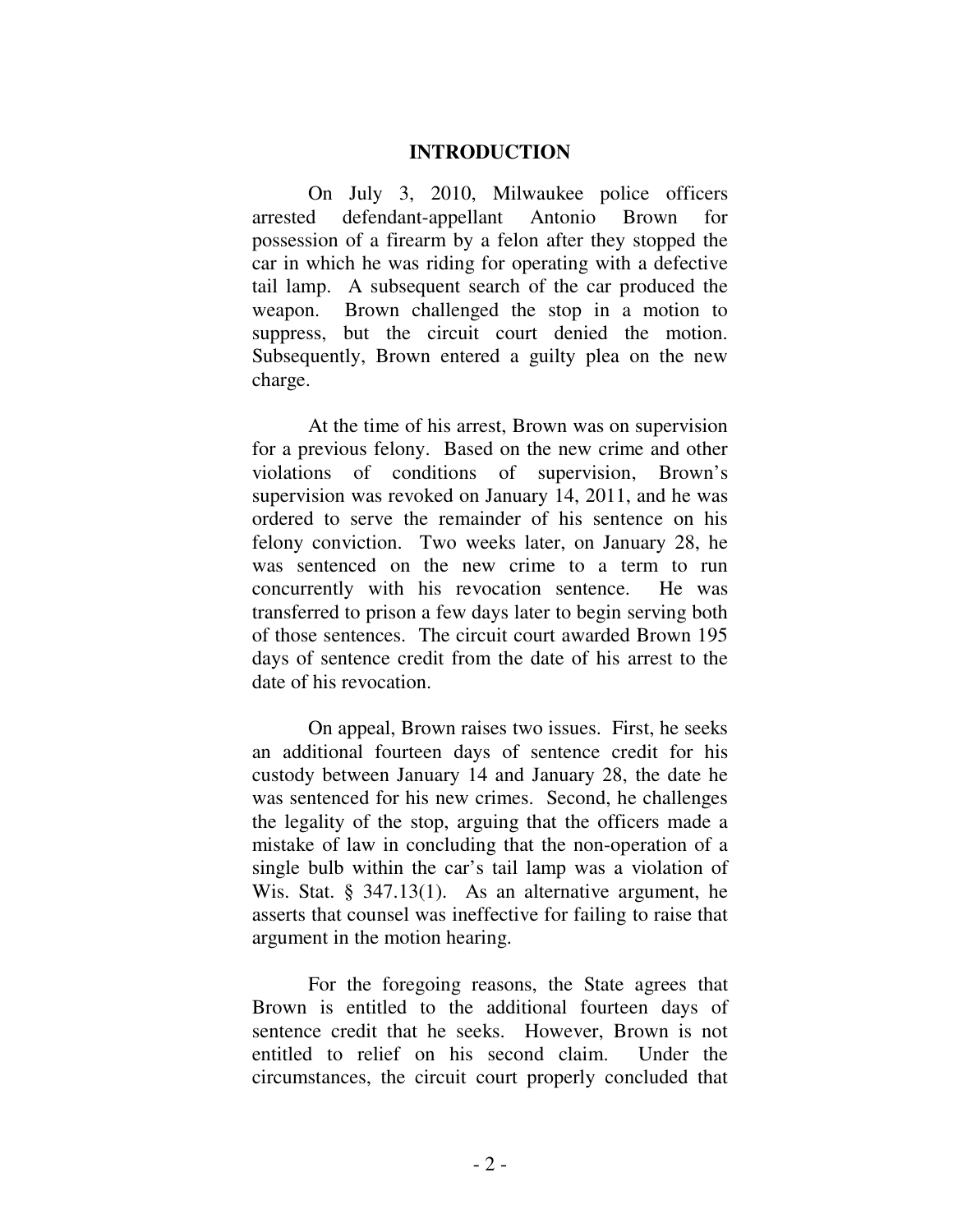## INTRODUCTION

On July 3, 2010, Milwaukee police officers arrested defendant-appellant Antonio Brown for possession of a firearm by a felon after they stopped the car in which he was riding for operating with a defective tail lamp. A subsequent search of the car produced the weapon. Brown challenged the stop in a motion to suppress, but the circuit court denied the motion. Subsequently, Brown entered a guilty plea on the new charge.

At the time of his arrest, Brown was on supervision for a previous felony. Based on the new crime and other violations of conditions of supervision, Brown's supervision was revoked on January 14, 2011, and he was ordered to serve the remainder of his sentence on his felony conviction. Two weeks later, on January 28, he was sentenced on the new crime to a term to run concurrently with his revocation sentence. He was transferred to prison a few days later to begin serving both of those sentences. The circuit court awarded Brown 195 days of sentence credit from the date of his arrest to the date of his revocation.

On appeal, Brown raises two issues. First, he seeks an additional fourteen days of sentence credit for his custody between January 14 and January 28, the date he was sentenced for his new crimes. Second, he challenges the legality of the stop, arguing that the officers made a mistake of law in concluding that the non-operation of a single bulb within the car's tail lamp was a violation of Wis. Stat. § 347.13(1). As an alternative argument, he asserts that counsel was ineffective for failing to raise that argument in the motion hearing.

For the foregoing reasons, the State agrees that Brown is entitled to the additional fourteen days of sentence credit that he seeks. However, Brown is not entitled to relief on his second claim. Under the circumstances, the circuit court properly concluded that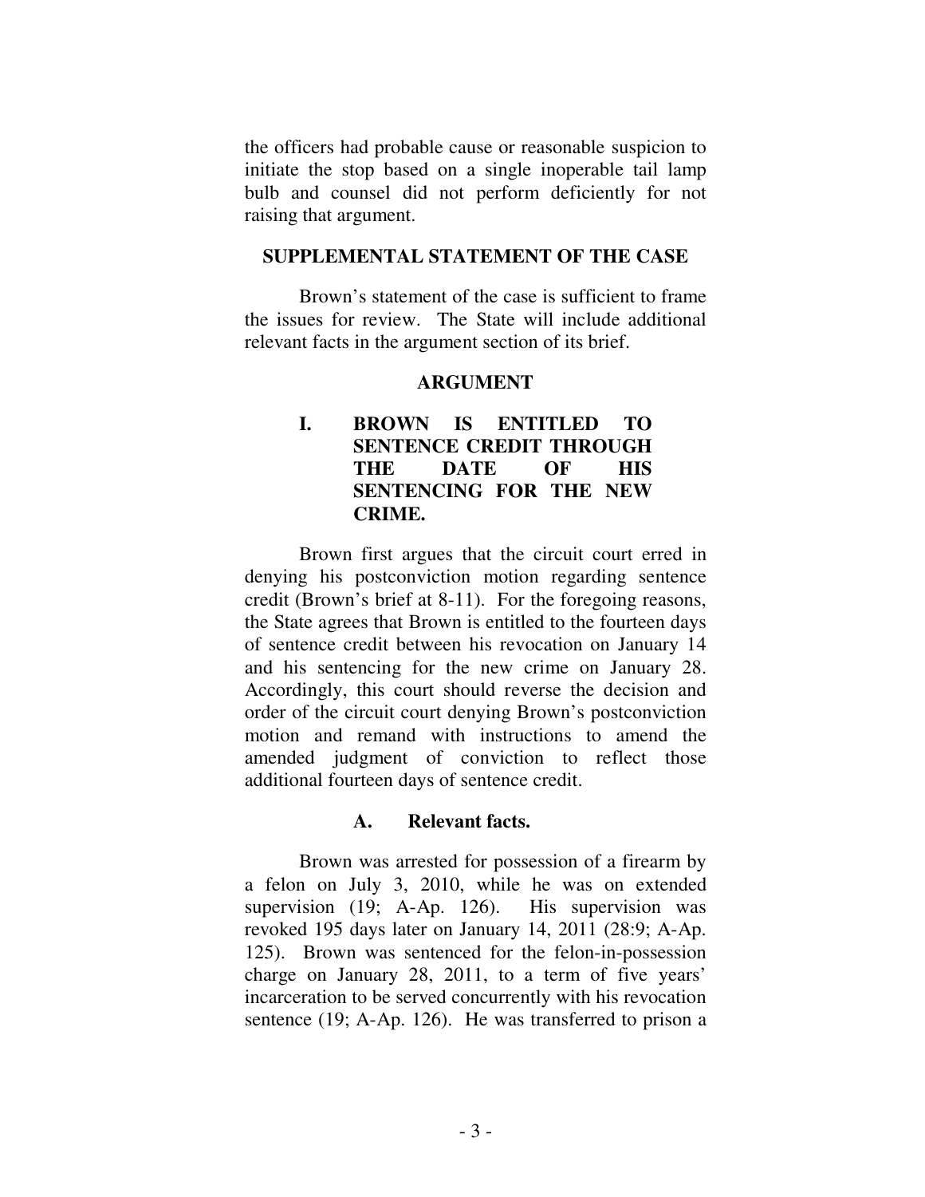the officers had probable cause or reasonable suspicion to initiate the stop based on a single inoperable tail lamp bulb and counsel did not perform deficiently for not raising that argument.

## SUPPLEMENTAL STATEMENT OF THE CASE

Brown's statement of the case is sufficient to frame the issues for review. The State will include additional relevant facts in the argument section of its brief.

## ARGUMENT

### I. BROWN IS ENTITLED TO SENTENCE CREDIT THROUGH THE DATE OF HIS SENTENCING FOR THE NEW CRIME.

Brown first argues that the circuit court erred in denying his postconviction motion regarding sentence credit (Brown's brief at 8-11). For the foregoing reasons, the State agrees that Brown is entitled to the fourteen days of sentence credit between his revocation on January 14 and his sentencing for the new crime on January 28. Accordingly, this court should reverse the decision and order of the circuit court denying Brown's postconviction motion and remand with instructions to amend the amended judgment of conviction to reflect those additional fourteen days of sentence credit.

#### A. Relevant facts.

Brown was arrested for possession of a firearm by a felon on July 3, 2010, while he was on extended supervision (19; A-Ap. 126). His supervision was revoked 195 days later on January 14, 2011 (28:9; A-Ap. 125). Brown was sentenced for the felon-in-possession charge on January 28, 2011, to a term of five years' incarceration to be served concurrently with his revocation sentence (19; A-Ap. 126). He was transferred to prison a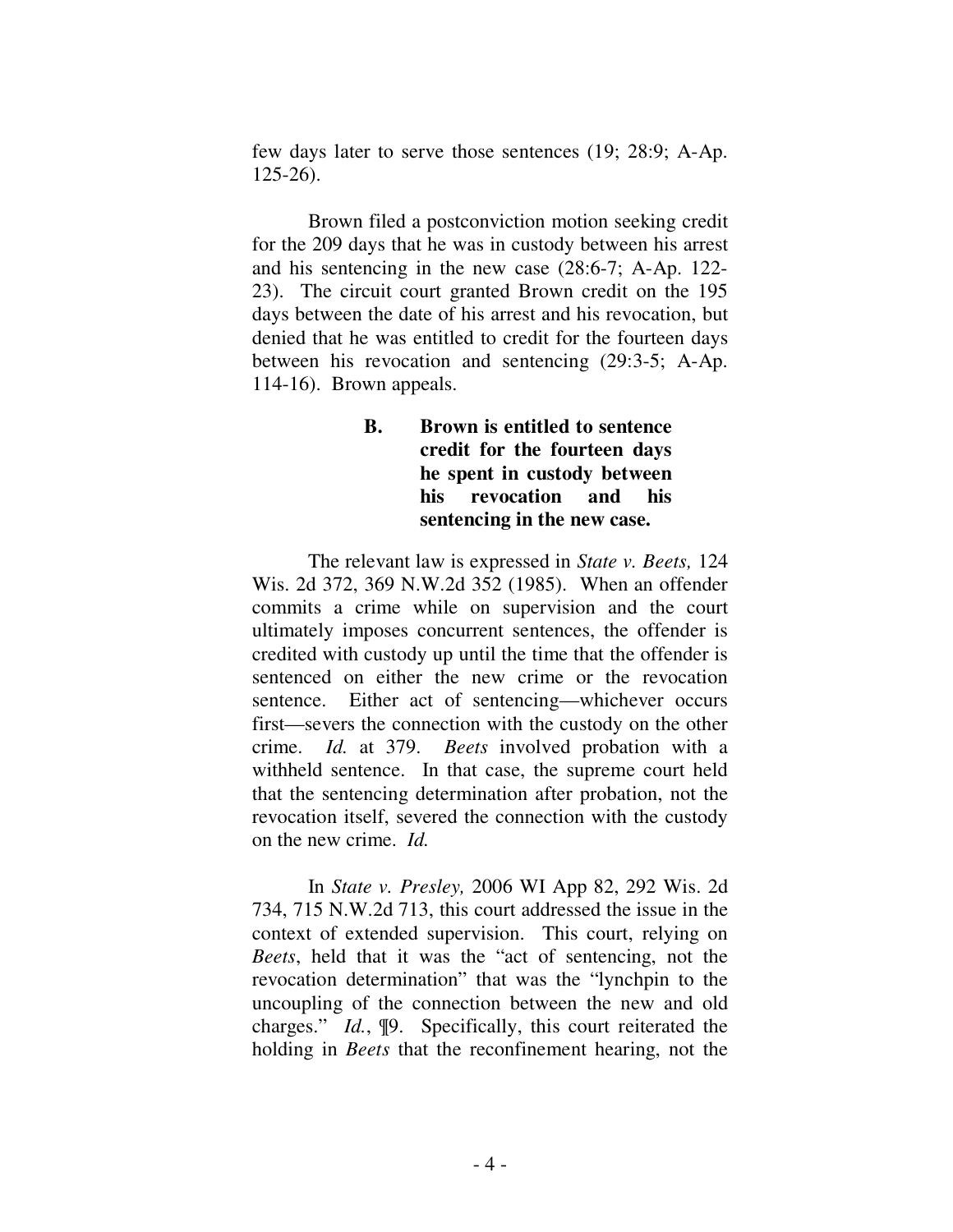few days later to serve those sentences (19; 28:9; A-Ap. 125-26).

Brown filed a postconviction motion seeking credit for the 209 days that he was in custody between his arrest and his sentencing in the new case (28:6-7; A-Ap. 122-23). The circuit court granted Brown credit on the 195 days between the date of his arrest and his revocation, but denied that he was entitled to credit for the fourteen days between his revocation and sentencing (29:3-5; A-Ap. 114-16). Brown appeals.

### B. Brown is entitled to sentence credit for the fourteen days he spent in custody between his revocation and his sentencing in the new case.

The relevant law is expressed in *State v. Beets,* 124 Wis. 2d 372, 369 N.W.2d 352 (1985). When an offender commits a crime while on supervision and the court ultimately imposes concurrent sentences, the offender is credited with custody up until the time that the offender is sentenced on either the new crime or the revocation sentence. Either act of sentencing—whichever occurs first—severs the connection with the custody on the other crime. *Id.* at 379. *Beets* involved probation with a withheld sentence. In that case, the supreme court held that the sentencing determination after probation, not the revocation itself, severed the connection with the custody on the new crime. *Id.*

In *State v. Presley,* 2006 WI App 82, 292 Wis. 2d 734, 715 N.W.2d 713, this court addressed the issue in the context of extended supervision. This court, relying on *Beets*, held that it was the "act of sentencing, not the revocation determination" that was the "lynchpin to the uncoupling of the connection between the new and old charges." *Id.*, ¶9. Specifically, this court reiterated the holding in *Beets* that the reconfinement hearing, not the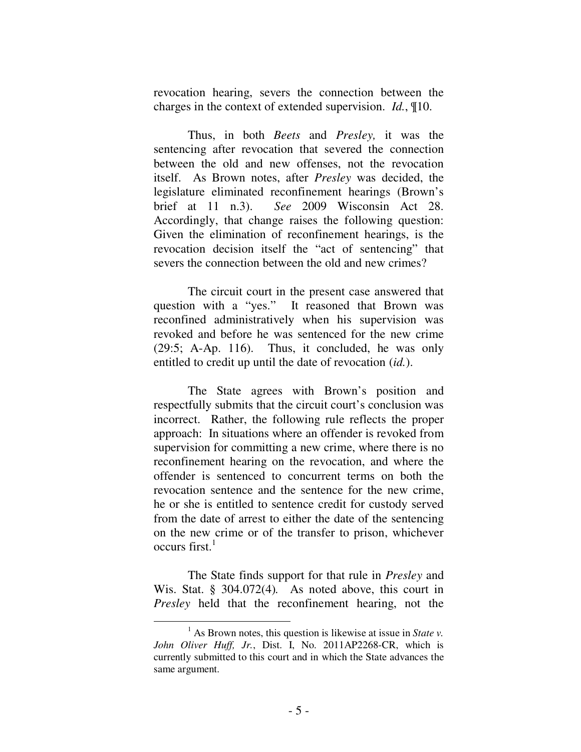revocation hearing, severs the connection between the charges in the context of extended supervision. *Id.*, ¶10.

Thus, in both *Beets* and *Presley,* it was the sentencing after revocation that severed the connection between the old and new offenses, not the revocation itself. As Brown notes, after *Presley* was decided, the legislature eliminated reconfinement hearings (Brown's brief at 11 n.3). *See* 2009 Wisconsin Act 28. Accordingly, that change raises the following question: Given the elimination of reconfinement hearings, is the revocation decision itself the "act of sentencing" that severs the connection between the old and new crimes?

The circuit court in the present case answered that question with a "yes." It reasoned that Brown was reconfined administratively when his supervision was revoked and before he was sentenced for the new crime (29:5; A-Ap. 116). Thus, it concluded, he was only entitled to credit up until the date of revocation (*id.*).

The State agrees with Brown's position and respectfully submits that the circuit court's conclusion was incorrect. Rather, the following rule reflects the proper approach: In situations where an offender is revoked from supervision for committing a new crime, where there is no reconfinement hearing on the revocation, and where the offender is sentenced to concurrent terms on both the revocation sentence and the sentence for the new crime, he or she is entitled to sentence credit for custody served from the date of arrest to either the date of the sentencing on the new crime or of the transfer to prison, whichever occurs first.[1]

The State finds support for that rule in *Presley* and Wis. Stat. § 304.072(4). As noted above, this court in *Presley* held that the reconfinement hearing, not the

[1] As Brown notes, this question is likewise at issue in *State v. John Oliver Huff, Jr.*, Dist. I, No. 2011AP2268-CR, which is currently submitted to this court and in which the State advances the same argument.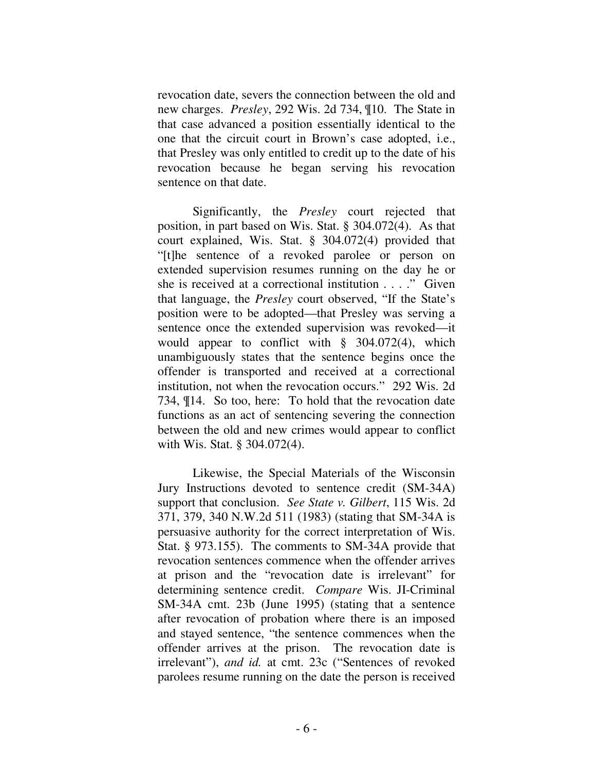revocation date, severs the connection between the old and new charges. *Presley*, 292 Wis. 2d 734, ¶10. The State in that case advanced a position essentially identical to the one that the circuit court in Brown's case adopted, i.e., that Presley was only entitled to credit up to the date of his revocation because he began serving his revocation sentence on that date.

Significantly, the *Presley* court rejected that position, in part based on Wis. Stat. § 304.072(4). As that court explained, Wis. Stat. § 304.072(4) provided that "[t]he sentence of a revoked parolee or person on extended supervision resumes running on the day he or she is received at a correctional institution . . . ." Given that language, the *Presley* court observed, "If the State's position were to be adopted—that Presley was serving a sentence once the extended supervision was revoked—it would appear to conflict with § 304.072(4), which unambiguously states that the sentence begins once the offender is transported and received at a correctional institution, not when the revocation occurs." 292 Wis. 2d 734, ¶14. So too, here: To hold that the revocation date functions as an act of sentencing severing the connection between the old and new crimes would appear to conflict with Wis. Stat. § 304.072(4).

Likewise, the Special Materials of the Wisconsin Jury Instructions devoted to sentence credit (SM-34A) support that conclusion. *See State v. Gilbert*, 115 Wis. 2d 371, 379, 340 N.W.2d 511 (1983) (stating that SM-34A is persuasive authority for the correct interpretation of Wis. Stat. § 973.155). The comments to SM-34A provide that revocation sentences commence when the offender arrives at prison and the "revocation date is irrelevant" for determining sentence credit. *Compare* Wis. JI-Criminal SM-34A cmt. 23b (June 1995) (stating that a sentence after revocation of probation where there is an imposed and stayed sentence, "the sentence commences when the offender arrives at the prison. The revocation date is irrelevant"), *and id.* at cmt. 23c ("Sentences of revoked parolees resume running on the date the person is received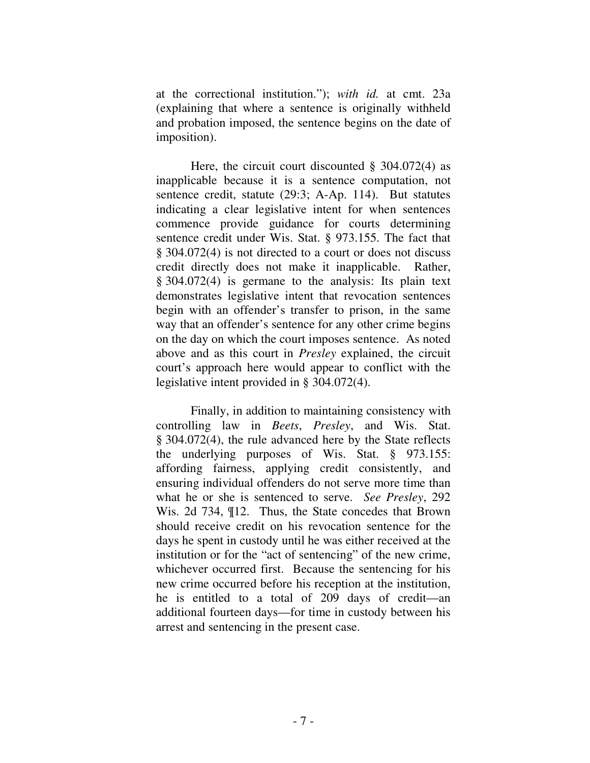at the correctional institution."); *with id.* at cmt. 23a (explaining that where a sentence is originally withheld and probation imposed, the sentence begins on the date of imposition).

Here, the circuit court discounted § 304.072(4) as inapplicable because it is a sentence computation, not sentence credit, statute (29:3; A-Ap. 114). But statutes indicating a clear legislative intent for when sentences commence provide guidance for courts determining sentence credit under Wis. Stat. § 973.155. The fact that § 304.072(4) is not directed to a court or does not discuss credit directly does not make it inapplicable. Rather, § 304.072(4) is germane to the analysis: Its plain text demonstrates legislative intent that revocation sentences begin with an offender's transfer to prison, in the same way that an offender's sentence for any other crime begins on the day on which the court imposes sentence. As noted above and as this court in *Presley* explained, the circuit court's approach here would appear to conflict with the legislative intent provided in § 304.072(4).

Finally, in addition to maintaining consistency with controlling law in *Beets*, *Presley*, and Wis. Stat. § 304.072(4), the rule advanced here by the State reflects the underlying purposes of Wis. Stat. § 973.155: affording fairness, applying credit consistently, and ensuring individual offenders do not serve more time than what he or she is sentenced to serve. *See Presley*, 292 Wis. 2d 734, ¶12. Thus, the State concedes that Brown should receive credit on his revocation sentence for the days he spent in custody until he was either received at the institution or for the "act of sentencing" of the new crime, whichever occurred first. Because the sentencing for his new crime occurred before his reception at the institution, he is entitled to a total of 209 days of credit—an additional fourteen days—for time in custody between his arrest and sentencing in the present case.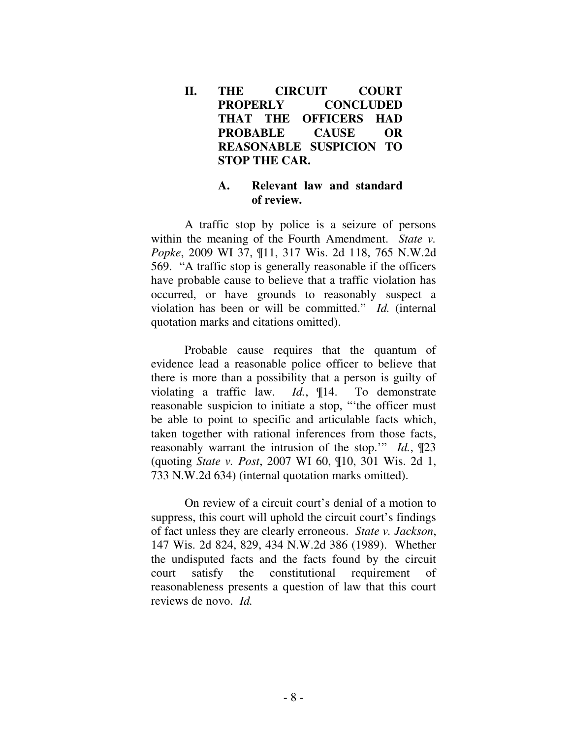## II. THE CIRCUIT COURT PROPERLY CONCLUDED THAT THE OFFICERS HAD PROBABLE CAUSE OR REASONABLE SUSPICION TO STOP THE CAR.

### A. Relevant law and standard of review.

A traffic stop by police is a seizure of persons within the meaning of the Fourth Amendment. *State v. Popke*, 2009 WI 37, ¶11, 317 Wis. 2d 118, 765 N.W.2d 569. "A traffic stop is generally reasonable if the officers have probable cause to believe that a traffic violation has occurred, or have grounds to reasonably suspect a violation has been or will be committed." *Id.* (internal quotation marks and citations omitted).

Probable cause requires that the quantum of evidence lead a reasonable police officer to believe that there is more than a possibility that a person is guilty of violating a traffic law. *Id.*, ¶14. To demonstrate reasonable suspicion to initiate a stop, "'the officer must be able to point to specific and articulable facts which, taken together with rational inferences from those facts, reasonably warrant the intrusion of the stop.'" *Id.*, ¶23 (quoting *State v. Post*, 2007 WI 60, ¶10, 301 Wis. 2d 1, 733 N.W.2d 634) (internal quotation marks omitted).

On review of a circuit court's denial of a motion to suppress, this court will uphold the circuit court's findings of fact unless they are clearly erroneous. *State v. Jackson*, 147 Wis. 2d 824, 829, 434 N.W.2d 386 (1989). Whether the undisputed facts and the facts found by the circuit court satisfy the constitutional requirement of reasonableness presents a question of law that this court reviews de novo. *Id.*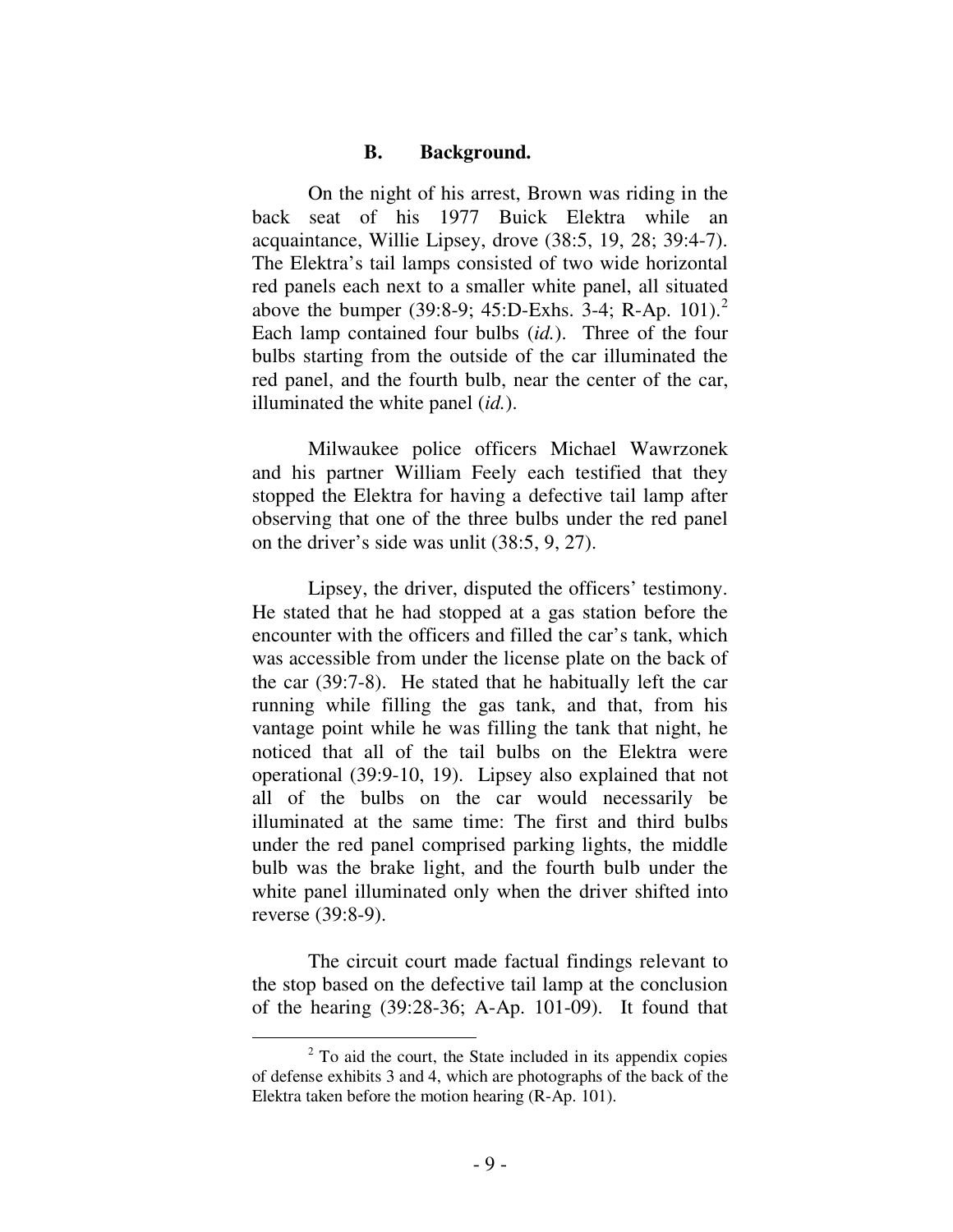### B. Background.

On the night of his arrest, Brown was riding in the back seat of his 1977 Buick Elektra while an acquaintance, Willie Lipsey, drove (38:5, 19, 28; 39:4-7). The Elektra's tail lamps consisted of two wide horizontal red panels each next to a smaller white panel, all situated above the bumper (39:8-9; 45:D-Exhs. 3-4; R-Ap. 101).[2] Each lamp contained four bulbs (*id.*). Three of the four bulbs starting from the outside of the car illuminated the red panel, and the fourth bulb, near the center of the car, illuminated the white panel (*id.*).

Milwaukee police officers Michael Wawrzonek and his partner William Feely each testified that they stopped the Elektra for having a defective tail lamp after observing that one of the three bulbs under the red panel on the driver's side was unlit (38:5, 9, 27).

Lipsey, the driver, disputed the officers' testimony. He stated that he had stopped at a gas station before the encounter with the officers and filled the car's tank, which was accessible from under the license plate on the back of the car (39:7-8). He stated that he habitually left the car running while filling the gas tank, and that, from his vantage point while he was filling the tank that night, he noticed that all of the tail bulbs on the Elektra were operational (39:9-10, 19). Lipsey also explained that not all of the bulbs on the car would necessarily be illuminated at the same time: The first and third bulbs under the red panel comprised parking lights, the middle bulb was the brake light, and the fourth bulb under the white panel illuminated only when the driver shifted into reverse (39:8-9).

The circuit court made factual findings relevant to the stop based on the defective tail lamp at the conclusion of the hearing (39:28-36; A-Ap. 101-09). It found that

[2] To aid the court, the State included in its appendix copies of defense exhibits 3 and 4, which are photographs of the back of the Elektra taken before the motion hearing (R-Ap. 101).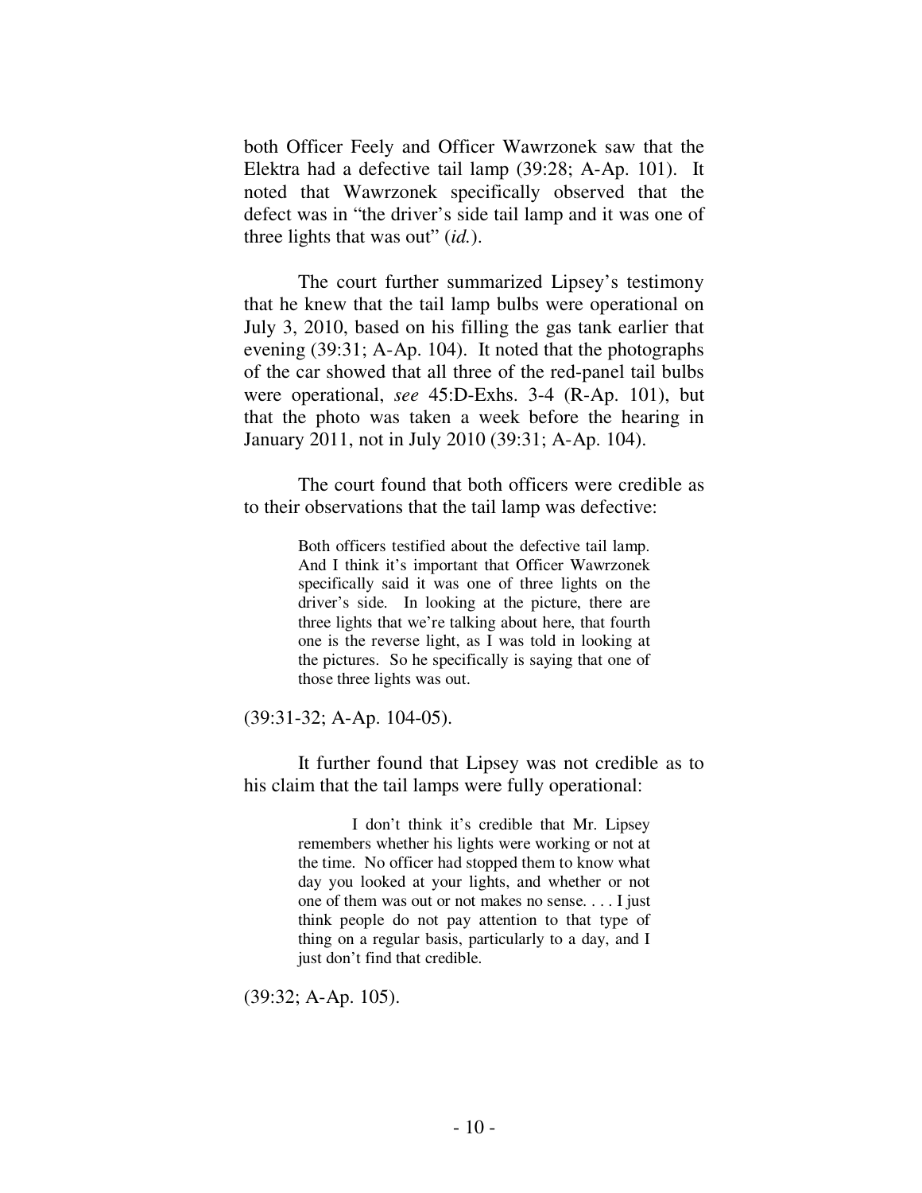both Officer Feely and Officer Wawrzonek saw that the Elektra had a defective tail lamp (39:28; A-Ap. 101). It noted that Wawrzonek specifically observed that the defect was in "the driver's side tail lamp and it was one of three lights that was out" (*id.*).

The court further summarized Lipsey's testimony that he knew that the tail lamp bulbs were operational on July 3, 2010, based on his filling the gas tank earlier that evening (39:31; A-Ap. 104). It noted that the photographs of the car showed that all three of the red-panel tail bulbs were operational, *see* 45:D-Exhs. 3-4 (R-Ap. 101), but that the photo was taken a week before the hearing in January 2011, not in July 2010 (39:31; A-Ap. 104).

The court found that both officers were credible as to their observations that the tail lamp was defective:

> Both officers testified about the defective tail lamp. And I think it's important that Officer Wawrzonek specifically said it was one of three lights on the driver's side. In looking at the picture, there are three lights that we're talking about here, that fourth one is the reverse light, as I was told in looking at the pictures. So he specifically is saying that one of those three lights was out.

(39:31-32; A-Ap. 104-05).

It further found that Lipsey was not credible as to his claim that the tail lamps were fully operational:

> I don't think it's credible that Mr. Lipsey remembers whether his lights were working or not at the time. No officer had stopped them to know what day you looked at your lights, and whether or not one of them was out or not makes no sense. . . . I just think people do not pay attention to that type of thing on a regular basis, particularly to a day, and I just don't find that credible.

(39:32; A-Ap. 105).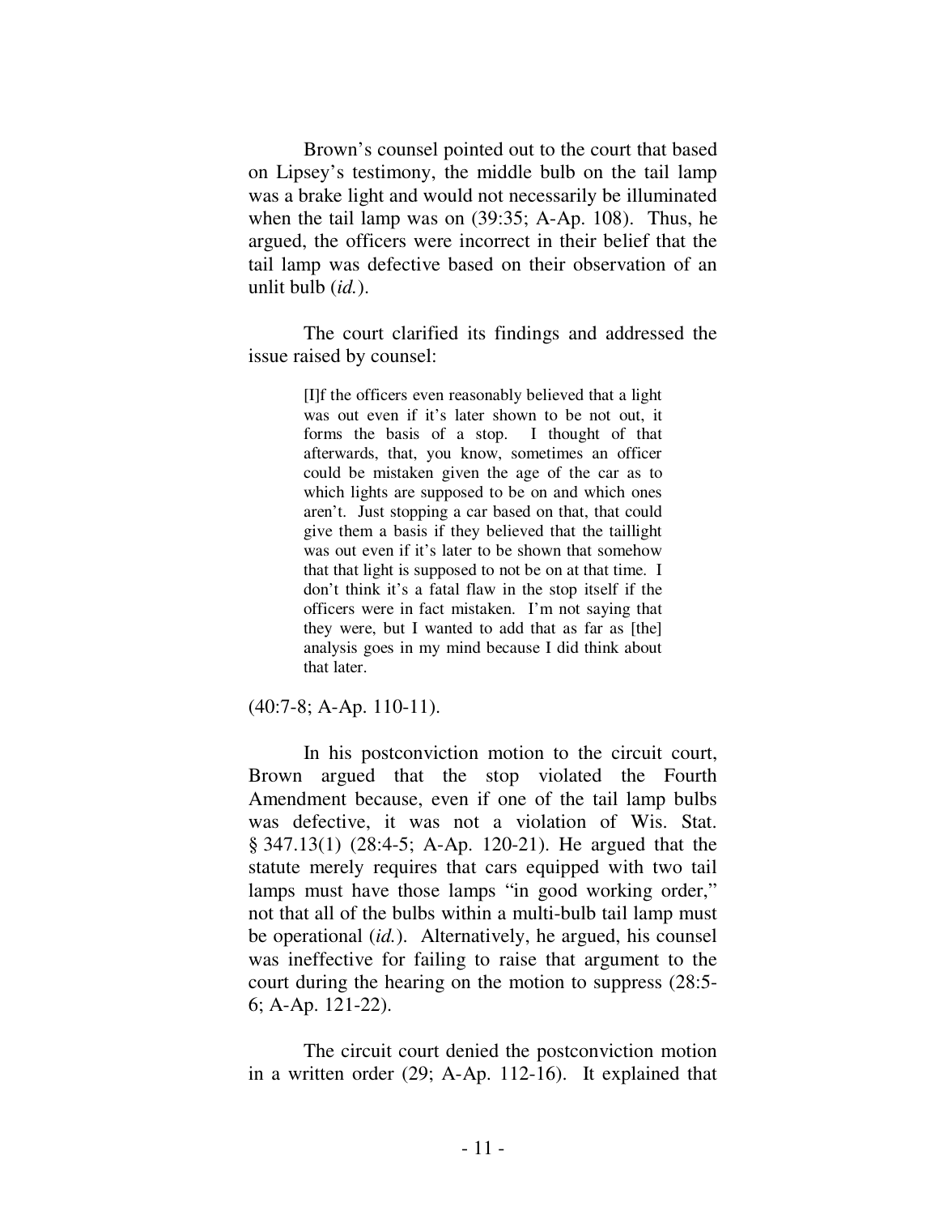Brown's counsel pointed out to the court that based on Lipsey's testimony, the middle bulb on the tail lamp was a brake light and would not necessarily be illuminated when the tail lamp was on (39:35; A-Ap. 108). Thus, he argued, the officers were incorrect in their belief that the tail lamp was defective based on their observation of an unlit bulb (*id.*).

The court clarified its findings and addressed the issue raised by counsel:

> [I]f the officers even reasonably believed that a light was out even if it's later shown to be not out, it forms the basis of a stop. I thought of that afterwards, that, you know, sometimes an officer could be mistaken given the age of the car as to which lights are supposed to be on and which ones aren't. Just stopping a car based on that, that could give them a basis if they believed that the taillight was out even if it's later to be shown that somehow that that light is supposed to not be on at that time. I don't think it's a fatal flaw in the stop itself if the officers were in fact mistaken. I'm not saying that they were, but I wanted to add that as far as [the] analysis goes in my mind because I did think about that later.

(40:7-8; A-Ap. 110-11).

In his postconviction motion to the circuit court, Brown argued that the stop violated the Fourth Amendment because, even if one of the tail lamp bulbs was defective, it was not a violation of Wis. Stat. § 347.13(1) (28:4-5; A-Ap. 120-21). He argued that the statute merely requires that cars equipped with two tail lamps must have those lamps "in good working order," not that all of the bulbs within a multi-bulb tail lamp must be operational (*id.*). Alternatively, he argued, his counsel was ineffective for failing to raise that argument to the court during the hearing on the motion to suppress (28:5-6; A-Ap. 121-22).

The circuit court denied the postconviction motion in a written order (29; A-Ap. 112-16). It explained that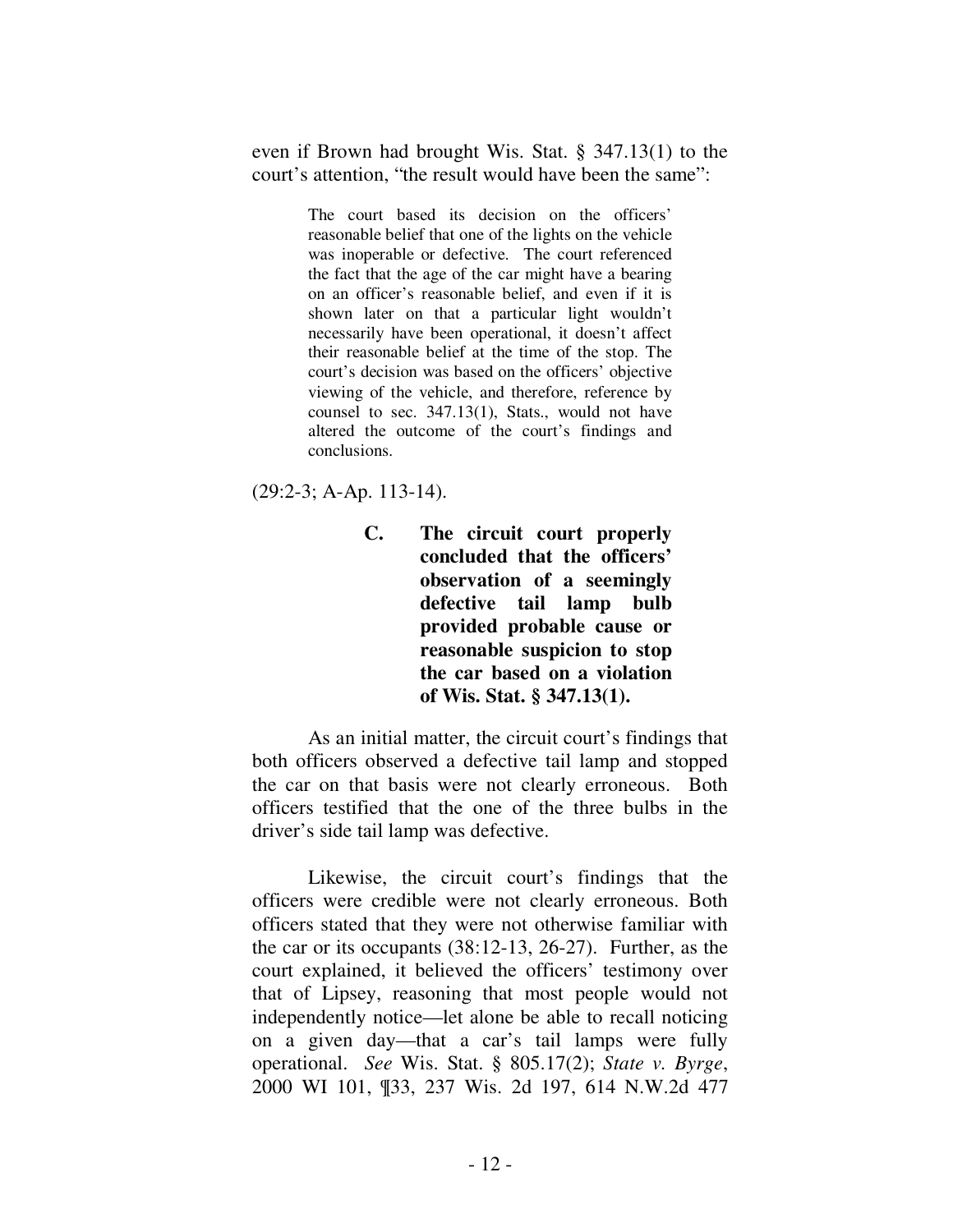even if Brown had brought Wis. Stat. § 347.13(1) to the court's attention, "the result would have been the same":

> The court based its decision on the officers' reasonable belief that one of the lights on the vehicle was inoperable or defective. The court referenced the fact that the age of the car might have a bearing on an officer's reasonable belief, and even if it is shown later on that a particular light wouldn't necessarily have been operational, it doesn't affect their reasonable belief at the time of the stop. The court's decision was based on the officers' objective viewing of the vehicle, and therefore, reference by counsel to sec. 347.13(1), Stats., would not have altered the outcome of the court's findings and conclusions.

(29:2-3; A-Ap. 113-14).

### C. The circuit court properly concluded that the officers' observation of a seemingly defective tail lamp bulb provided probable cause or reasonable suspicion to stop the car based on a violation of Wis. Stat. § 347.13(1).

As an initial matter, the circuit court's findings that both officers observed a defective tail lamp and stopped the car on that basis were not clearly erroneous. Both officers testified that the one of the three bulbs in the driver's side tail lamp was defective.

Likewise, the circuit court's findings that the officers were credible were not clearly erroneous. Both officers stated that they were not otherwise familiar with the car or its occupants (38:12-13, 26-27). Further, as the court explained, it believed the officers' testimony over that of Lipsey, reasoning that most people would not independently notice—let alone be able to recall noticing on a given day—that a car's tail lamps were fully operational. *See* Wis. Stat. § 805.17(2); *State v. Byrge*, 2000 WI 101, ¶33, 237 Wis. 2d 197, 614 N.W.2d 477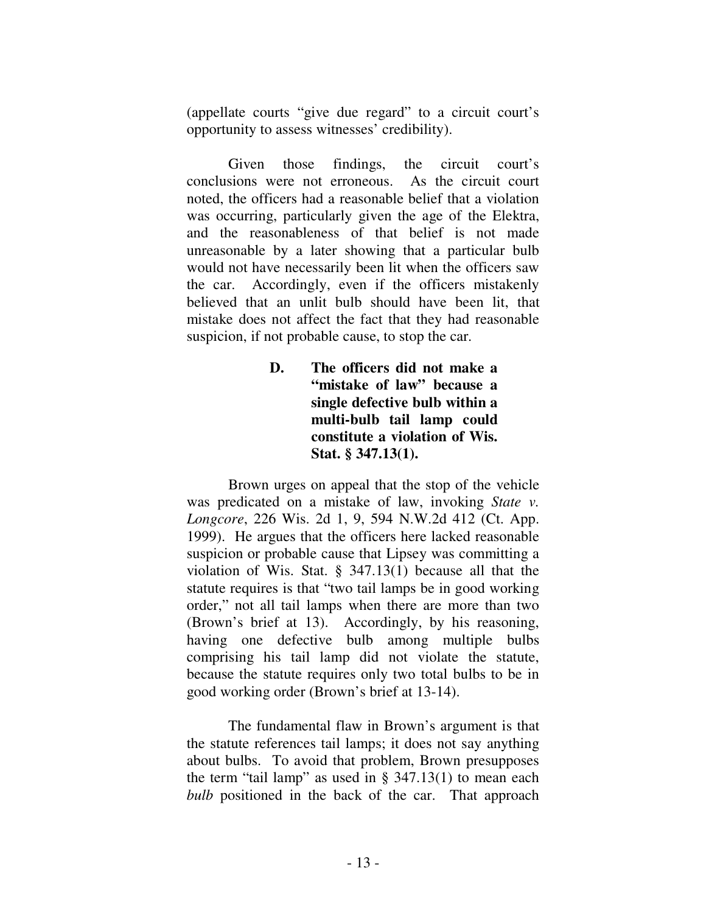(appellate courts "give due regard" to a circuit court's opportunity to assess witnesses' credibility).

Given those findings, the circuit court's conclusions were not erroneous. As the circuit court noted, the officers had a reasonable belief that a violation was occurring, particularly given the age of the Elektra, and the reasonableness of that belief is not made unreasonable by a later showing that a particular bulb would not have necessarily been lit when the officers saw the car. Accordingly, even if the officers mistakenly believed that an unlit bulb should have been lit, that mistake does not affect the fact that they had reasonable suspicion, if not probable cause, to stop the car.

### D. The officers did not make a "mistake of law" because a single defective bulb within a multi-bulb tail lamp could constitute a violation of Wis. Stat. § 347.13(1).

Brown urges on appeal that the stop of the vehicle was predicated on a mistake of law, invoking *State v. Longcore*, 226 Wis. 2d 1, 9, 594 N.W.2d 412 (Ct. App. 1999). He argues that the officers here lacked reasonable suspicion or probable cause that Lipsey was committing a violation of Wis. Stat. § 347.13(1) because all that the statute requires is that "two tail lamps be in good working order," not all tail lamps when there are more than two (Brown's brief at 13). Accordingly, by his reasoning, having one defective bulb among multiple bulbs comprising his tail lamp did not violate the statute, because the statute requires only two total bulbs to be in good working order (Brown's brief at 13-14).

The fundamental flaw in Brown's argument is that the statute references tail lamps; it does not say anything about bulbs. To avoid that problem, Brown presupposes the term "tail lamp" as used in § 347.13(1) to mean each *bulb* positioned in the back of the car. That approach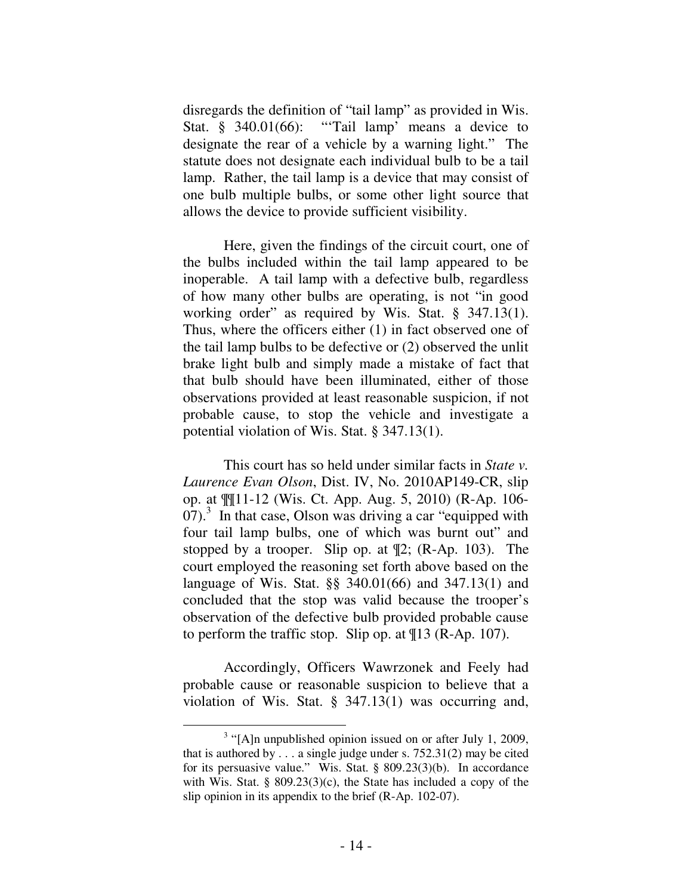disregards the definition of "tail lamp" as provided in Wis. Stat. § 340.01(66): "'Tail lamp' means a device to designate the rear of a vehicle by a warning light." The statute does not designate each individual bulb to be a tail lamp. Rather, the tail lamp is a device that may consist of one bulb multiple bulbs, or some other light source that allows the device to provide sufficient visibility.

Here, given the findings of the circuit court, one of the bulbs included within the tail lamp appeared to be inoperable. A tail lamp with a defective bulb, regardless of how many other bulbs are operating, is not "in good working order" as required by Wis. Stat. § 347.13(1). Thus, where the officers either (1) in fact observed one of the tail lamp bulbs to be defective or (2) observed the unlit brake light bulb and simply made a mistake of fact that that bulb should have been illuminated, either of those observations provided at least reasonable suspicion, if not probable cause, to stop the vehicle and investigate a potential violation of Wis. Stat. § 347.13(1).

This court has so held under similar facts in *State v. Laurence Evan Olson*, Dist. IV, No. 2010AP149-CR, slip op. at ¶¶11-12 (Wis. Ct. App. Aug. 5, 2010) (R-Ap. 106-07).[3] In that case, Olson was driving a car "equipped with four tail lamp bulbs, one of which was burnt out" and stopped by a trooper. Slip op. at ¶2; (R-Ap. 103). The court employed the reasoning set forth above based on the language of Wis. Stat. §§ 340.01(66) and 347.13(1) and concluded that the stop was valid because the trooper's observation of the defective bulb provided probable cause to perform the traffic stop. Slip op. at ¶13 (R-Ap. 107).

Accordingly, Officers Wawrzonek and Feely had probable cause or reasonable suspicion to believe that a violation of Wis. Stat. § 347.13(1) was occurring and,

---

[3] "[A]n unpublished opinion issued on or after July 1, 2009, that is authored by . . . a single judge under s. 752.31(2) may be cited for its persuasive value." Wis. Stat. § 809.23(3)(b). In accordance with Wis. Stat. § 809.23(3)(c), the State has included a copy of the slip opinion in its appendix to the brief (R-Ap. 102-07).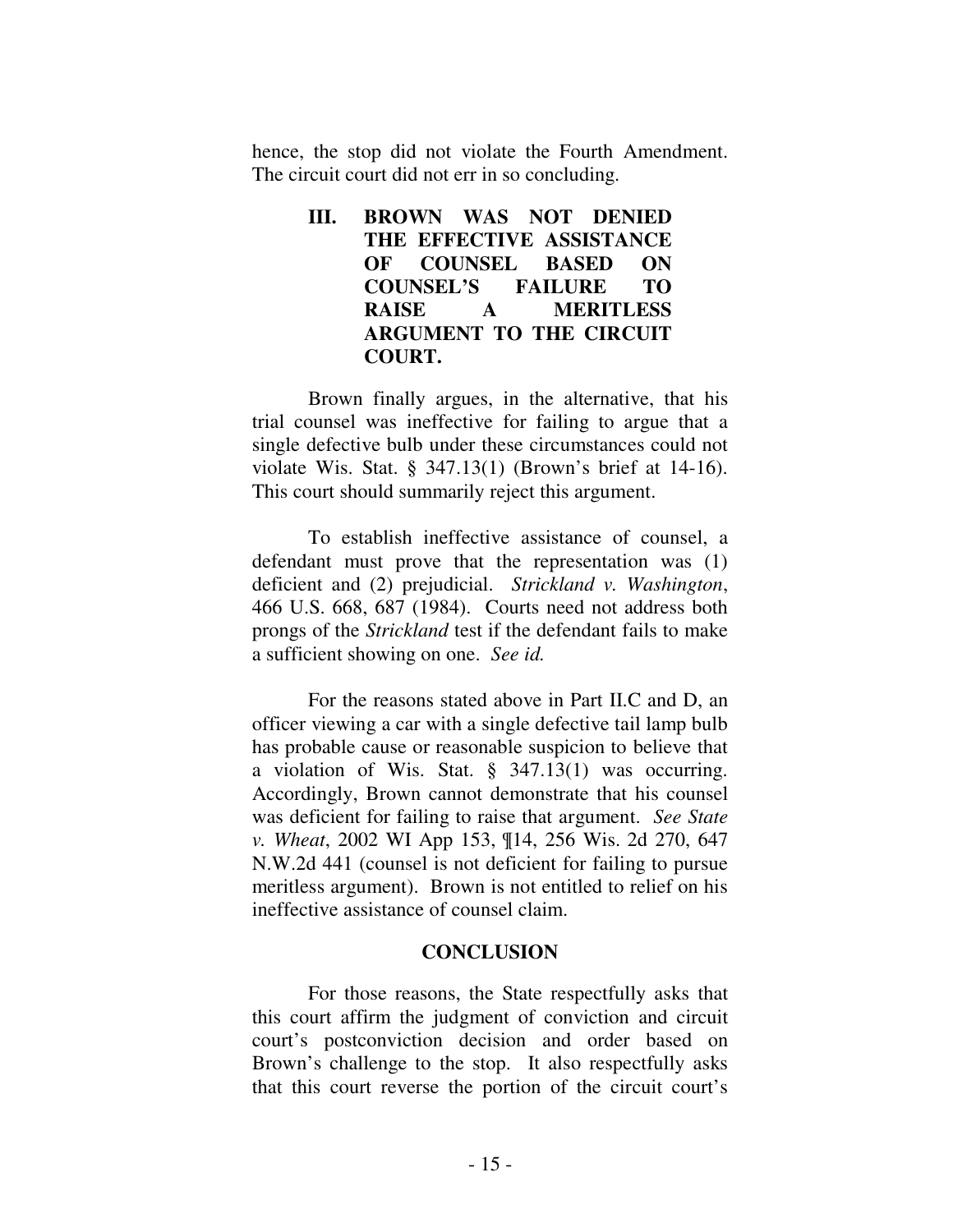hence, the stop did not violate the Fourth Amendment. The circuit court did not err in so concluding.

## III. BROWN WAS NOT DENIED THE EFFECTIVE ASSISTANCE OF COUNSEL BASED ON COUNSEL'S FAILURE TO RAISE A MERITLESS ARGUMENT TO THE CIRCUIT COURT.

Brown finally argues, in the alternative, that his trial counsel was ineffective for failing to argue that a single defective bulb under these circumstances could not violate Wis. Stat. § 347.13(1) (Brown's brief at 14-16). This court should summarily reject this argument.

To establish ineffective assistance of counsel, a defendant must prove that the representation was (1) deficient and (2) prejudicial. *Strickland v. Washington*, 466 U.S. 668, 687 (1984). Courts need not address both prongs of the *Strickland* test if the defendant fails to make a sufficient showing on one. *See id.*

For the reasons stated above in Part II.C and D, an officer viewing a car with a single defective tail lamp bulb has probable cause or reasonable suspicion to believe that a violation of Wis. Stat. § 347.13(1) was occurring. Accordingly, Brown cannot demonstrate that his counsel was deficient for failing to raise that argument. *See State v. Wheat*, 2002 WI App 153, ¶14, 256 Wis. 2d 270, 647 N.W.2d 441 (counsel is not deficient for failing to pursue meritless argument). Brown is not entitled to relief on his ineffective assistance of counsel claim.

## CONCLUSION

For those reasons, the State respectfully asks that this court affirm the judgment of conviction and circuit court's postconviction decision and order based on Brown's challenge to the stop. It also respectfully asks that this court reverse the portion of the circuit court's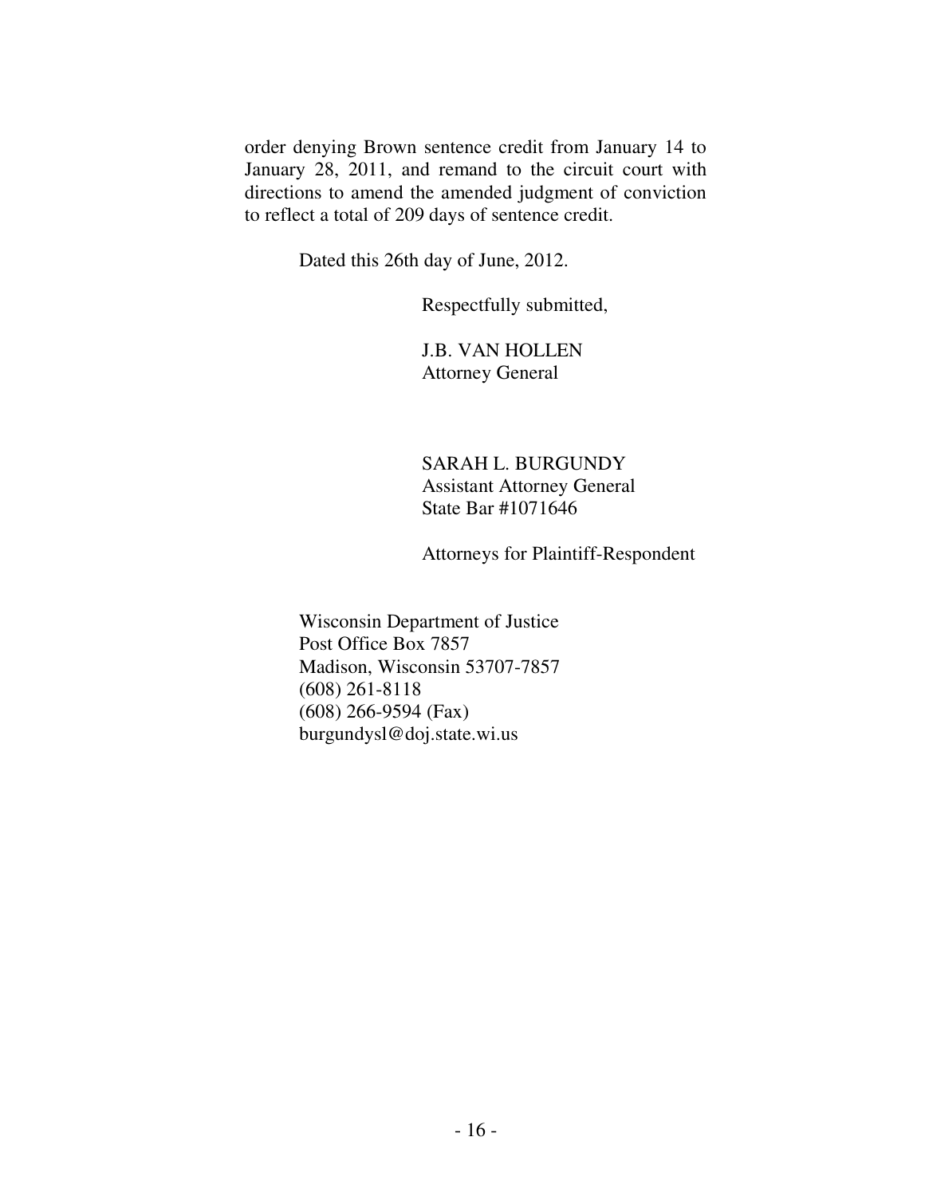order denying Brown sentence credit from January 14 to January 28, 2011, and remand to the circuit court with directions to amend the amended judgment of conviction to reflect a total of 209 days of sentence credit.

Dated this 26th day of June, 2012.

Respectfully submitted,

J.B. VAN HOLLEN
Attorney General

SARAH L. BURGUNDY
Assistant Attorney General
State Bar #1071646

Attorneys for Plaintiff-Respondent

Wisconsin Department of Justice
Post Office Box 7857
Madison, Wisconsin 53707-7857
(608) 261-8118
(608) 266-9594 (Fax)
burgundysl@doj.state.wi.us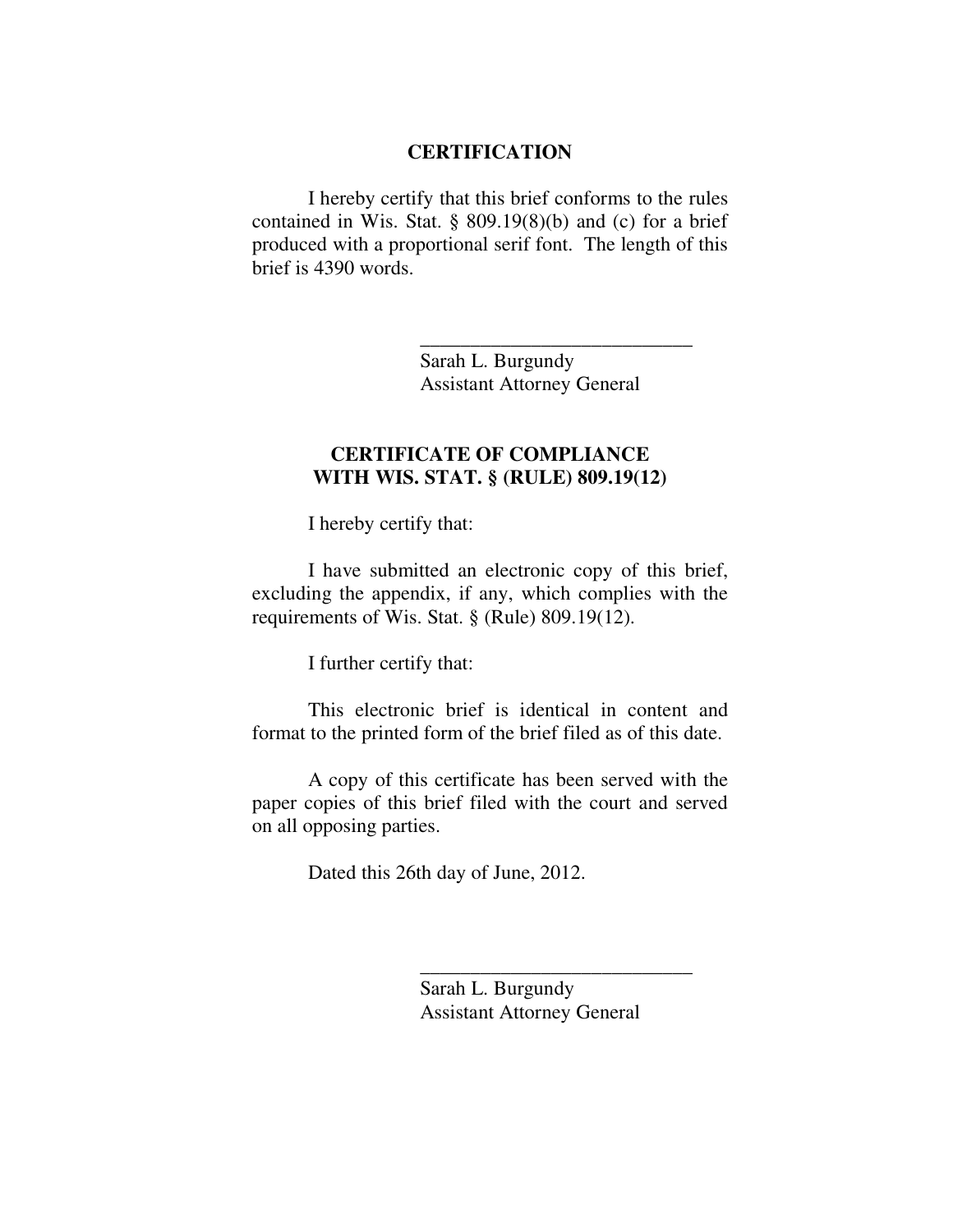## CERTIFICATION

I hereby certify that this brief conforms to the rules contained in Wis. Stat. § 809.19(8)(b) and (c) for a brief produced with a proportional serif font. The length of this brief is 4390 words.

\_\_\_\_\_\_\_\_\_\_\_\_\_\_\_\_\_\_\_\_\_\_\_\_\_\_\_\_
Sarah L. Burgundy
Assistant Attorney General

## CERTIFICATE OF COMPLIANCE WITH WIS. STAT. § (RULE) 809.19(12)

I hereby certify that:

I have submitted an electronic copy of this brief, excluding the appendix, if any, which complies with the requirements of Wis. Stat. § (Rule) 809.19(12).

I further certify that:

This electronic brief is identical in content and format to the printed form of the brief filed as of this date.

A copy of this certificate has been served with the paper copies of this brief filed with the court and served on all opposing parties.

Dated this 26th day of June, 2012.

\_\_\_\_\_\_\_\_\_\_\_\_\_\_\_\_\_\_\_\_\_\_\_\_\_\_\_\_
Sarah L. Burgundy
Assistant Attorney General